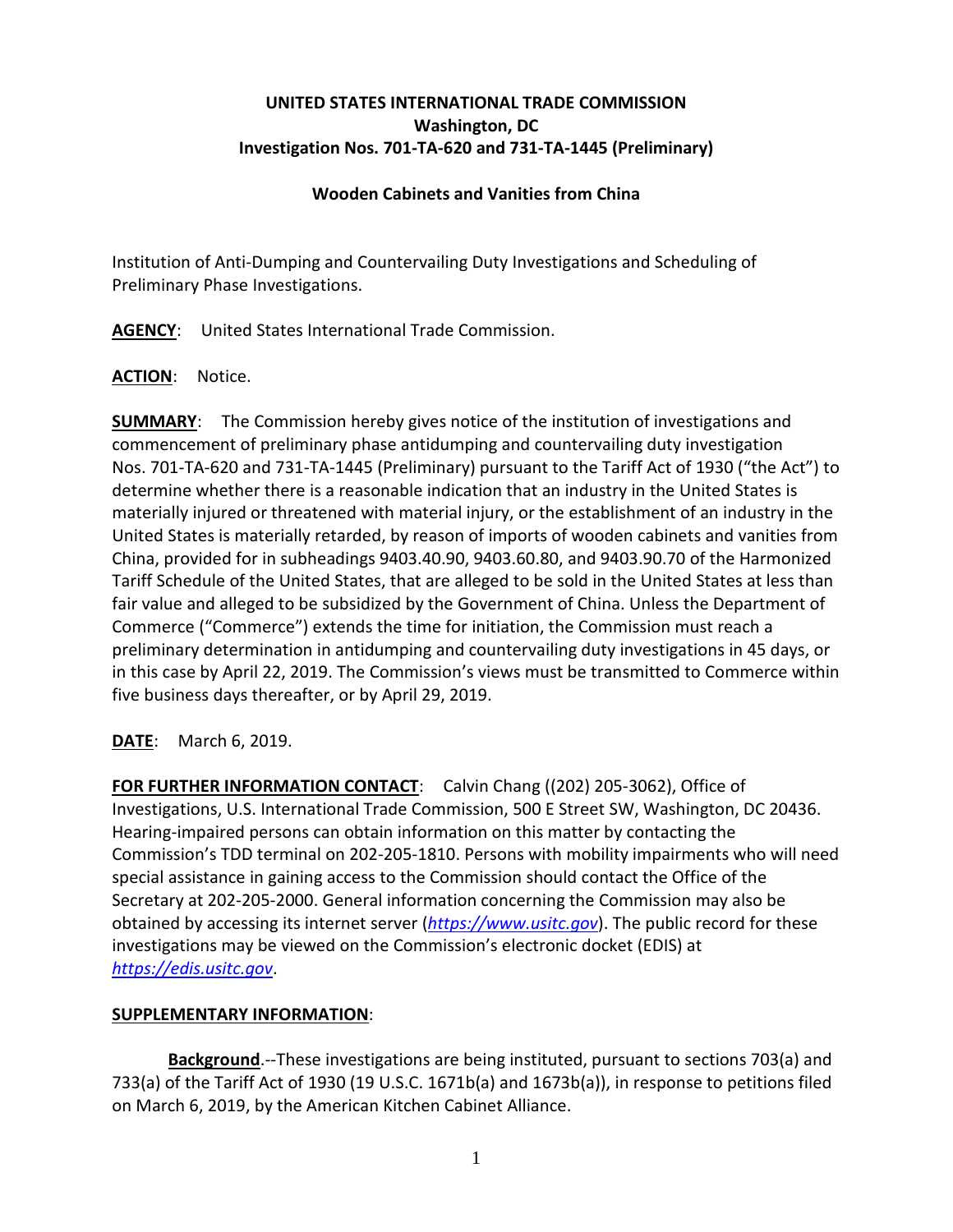**UNITED STATES INTERNATIONAL TRADE COMMISSION**
**Washington, DC**
**Investigation Nos. 701-TA-620 and 731-TA-1445 (Preliminary)**

**Wooden Cabinets and Vanities from China**

Institution of Anti-Dumping and Countervailing Duty Investigations and Scheduling of Preliminary Phase Investigations.

**AGENCY**: United States International Trade Commission.

**ACTION**: Notice.

**SUMMARY**: The Commission hereby gives notice of the institution of investigations and commencement of preliminary phase antidumping and countervailing duty investigation Nos. 701-TA-620 and 731-TA-1445 (Preliminary) pursuant to the Tariff Act of 1930 ("the Act") to determine whether there is a reasonable indication that an industry in the United States is materially injured or threatened with material injury, or the establishment of an industry in the United States is materially retarded, by reason of imports of wooden cabinets and vanities from China, provided for in subheadings 9403.40.90, 9403.60.80, and 9403.90.70 of the Harmonized Tariff Schedule of the United States, that are alleged to be sold in the United States at less than fair value and alleged to be subsidized by the Government of China. Unless the Department of Commerce ("Commerce") extends the time for initiation, the Commission must reach a preliminary determination in antidumping and countervailing duty investigations in 45 days, or in this case by April 22, 2019. The Commission's views must be transmitted to Commerce within five business days thereafter, or by April 29, 2019.

**DATE**: March 6, 2019.

**FOR FURTHER INFORMATION CONTACT**: Calvin Chang ((202) 205-3062), Office of Investigations, U.S. International Trade Commission, 500 E Street SW, Washington, DC 20436. Hearing-impaired persons can obtain information on this matter by contacting the Commission's TDD terminal on 202-205-1810. Persons with mobility impairments who will need special assistance in gaining access to the Commission should contact the Office of the Secretary at 202-205-2000. General information concerning the Commission may also be obtained by accessing its internet server (*https://www.usitc.gov*). The public record for these investigations may be viewed on the Commission's electronic docket (EDIS) at *https://edis.usitc.gov*.

**SUPPLEMENTARY INFORMATION**:

**Background**.--These investigations are being instituted, pursuant to sections 703(a) and 733(a) of the Tariff Act of 1930 (19 U.S.C. 1671b(a) and 1673b(a)), in response to petitions filed on March 6, 2019, by the American Kitchen Cabinet Alliance.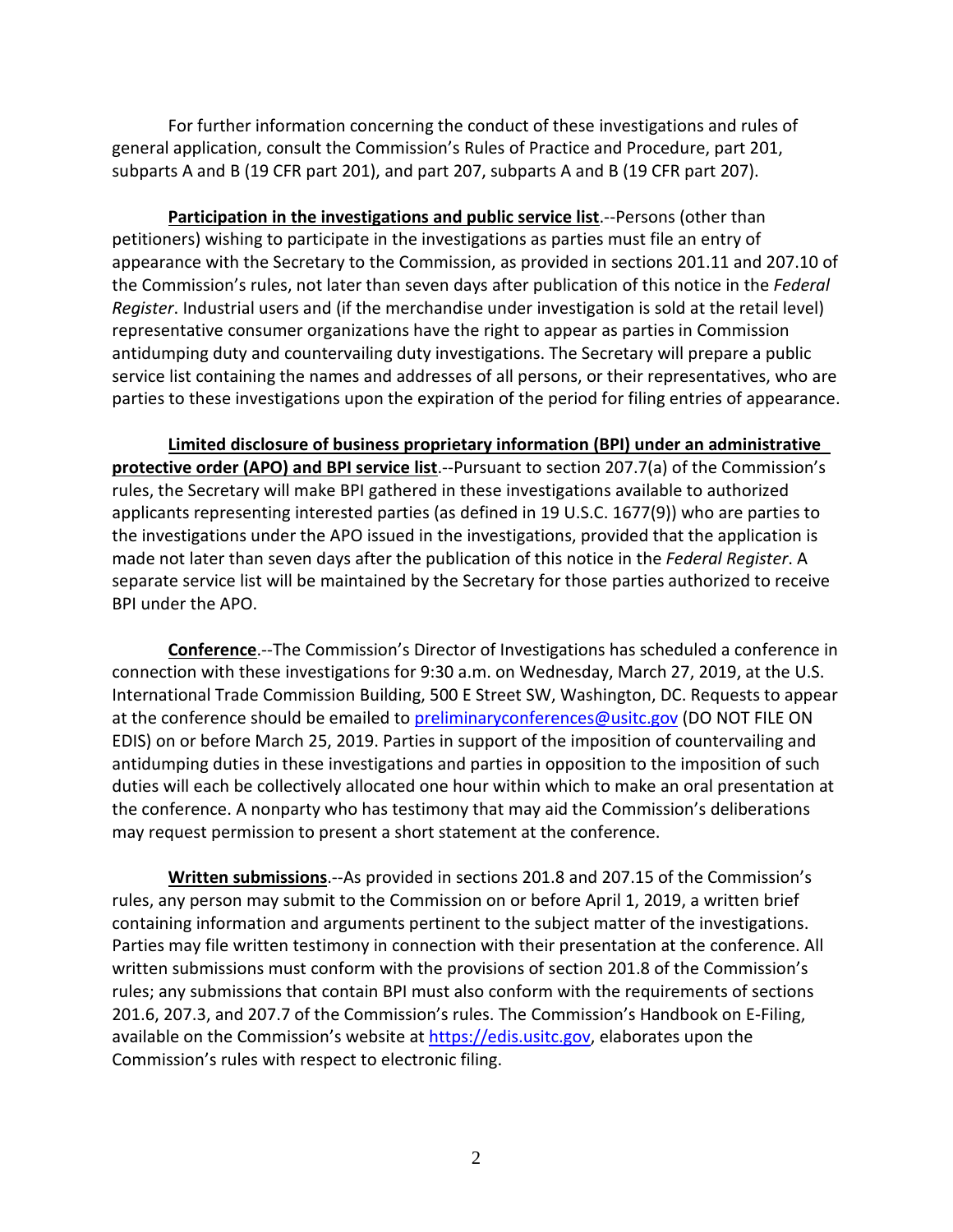For further information concerning the conduct of these investigations and rules of general application, consult the Commission's Rules of Practice and Procedure, part 201, subparts A and B (19 CFR part 201), and part 207, subparts A and B (19 CFR part 207).

**Participation in the investigations and public service list**.--Persons (other than petitioners) wishing to participate in the investigations as parties must file an entry of appearance with the Secretary to the Commission, as provided in sections 201.11 and 207.10 of the Commission's rules, not later than seven days after publication of this notice in the *Federal Register*. Industrial users and (if the merchandise under investigation is sold at the retail level) representative consumer organizations have the right to appear as parties in Commission antidumping duty and countervailing duty investigations. The Secretary will prepare a public service list containing the names and addresses of all persons, or their representatives, who are parties to these investigations upon the expiration of the period for filing entries of appearance.

**Limited disclosure of business proprietary information (BPI) under an administrative protective order (APO) and BPI service list**.--Pursuant to section 207.7(a) of the Commission's rules, the Secretary will make BPI gathered in these investigations available to authorized applicants representing interested parties (as defined in 19 U.S.C. 1677(9)) who are parties to the investigations under the APO issued in the investigations, provided that the application is made not later than seven days after the publication of this notice in the *Federal Register*. A separate service list will be maintained by the Secretary for those parties authorized to receive BPI under the APO.

**Conference**.--The Commission's Director of Investigations has scheduled a conference in connection with these investigations for 9:30 a.m. on Wednesday, March 27, 2019, at the U.S. International Trade Commission Building, 500 E Street SW, Washington, DC. Requests to appear at the conference should be emailed to preliminaryconferences@usitc.gov (DO NOT FILE ON EDIS) on or before March 25, 2019. Parties in support of the imposition of countervailing and antidumping duties in these investigations and parties in opposition to the imposition of such duties will each be collectively allocated one hour within which to make an oral presentation at the conference. A nonparty who has testimony that may aid the Commission's deliberations may request permission to present a short statement at the conference.

**Written submissions**.--As provided in sections 201.8 and 207.15 of the Commission's rules, any person may submit to the Commission on or before April 1, 2019, a written brief containing information and arguments pertinent to the subject matter of the investigations. Parties may file written testimony in connection with their presentation at the conference. All written submissions must conform with the provisions of section 201.8 of the Commission's rules; any submissions that contain BPI must also conform with the requirements of sections 201.6, 207.3, and 207.7 of the Commission's rules. The Commission's Handbook on E-Filing, available on the Commission's website at https://edis.usitc.gov, elaborates upon the Commission's rules with respect to electronic filing.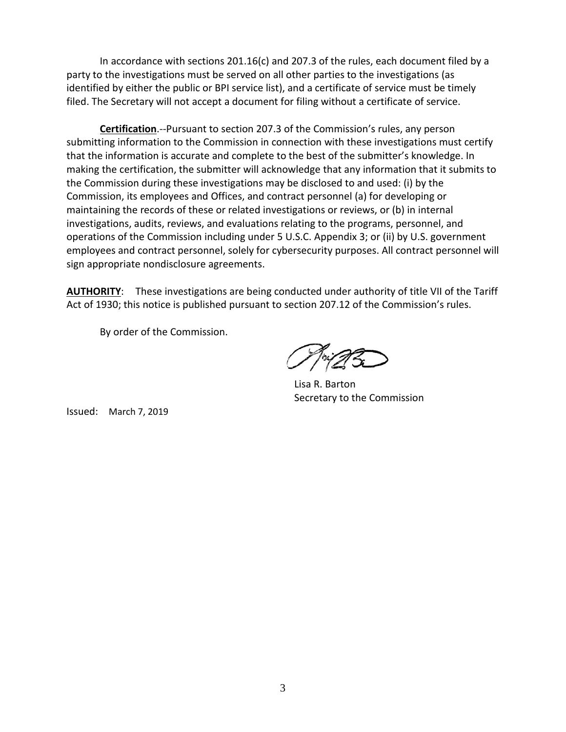In accordance with sections 201.16(c) and 207.3 of the rules, each document filed by a party to the investigations must be served on all other parties to the investigations (as identified by either the public or BPI service list), and a certificate of service must be timely filed. The Secretary will not accept a document for filing without a certificate of service.

**Certification**.--Pursuant to section 207.3 of the Commission's rules, any person submitting information to the Commission in connection with these investigations must certify that the information is accurate and complete to the best of the submitter's knowledge. In making the certification, the submitter will acknowledge that any information that it submits to the Commission during these investigations may be disclosed to and used: (i) by the Commission, its employees and Offices, and contract personnel (a) for developing or maintaining the records of these or related investigations or reviews, or (b) in internal investigations, audits, reviews, and evaluations relating to the programs, personnel, and operations of the Commission including under 5 U.S.C. Appendix 3; or (ii) by U.S. government employees and contract personnel, solely for cybersecurity purposes. All contract personnel will sign appropriate nondisclosure agreements.

**AUTHORITY**: These investigations are being conducted under authority of title VII of the Tariff Act of 1930; this notice is published pursuant to section 207.12 of the Commission's rules.

By order of the Commission.

Lisa R. Barton
Secretary to the Commission

Issued: March 7, 2019